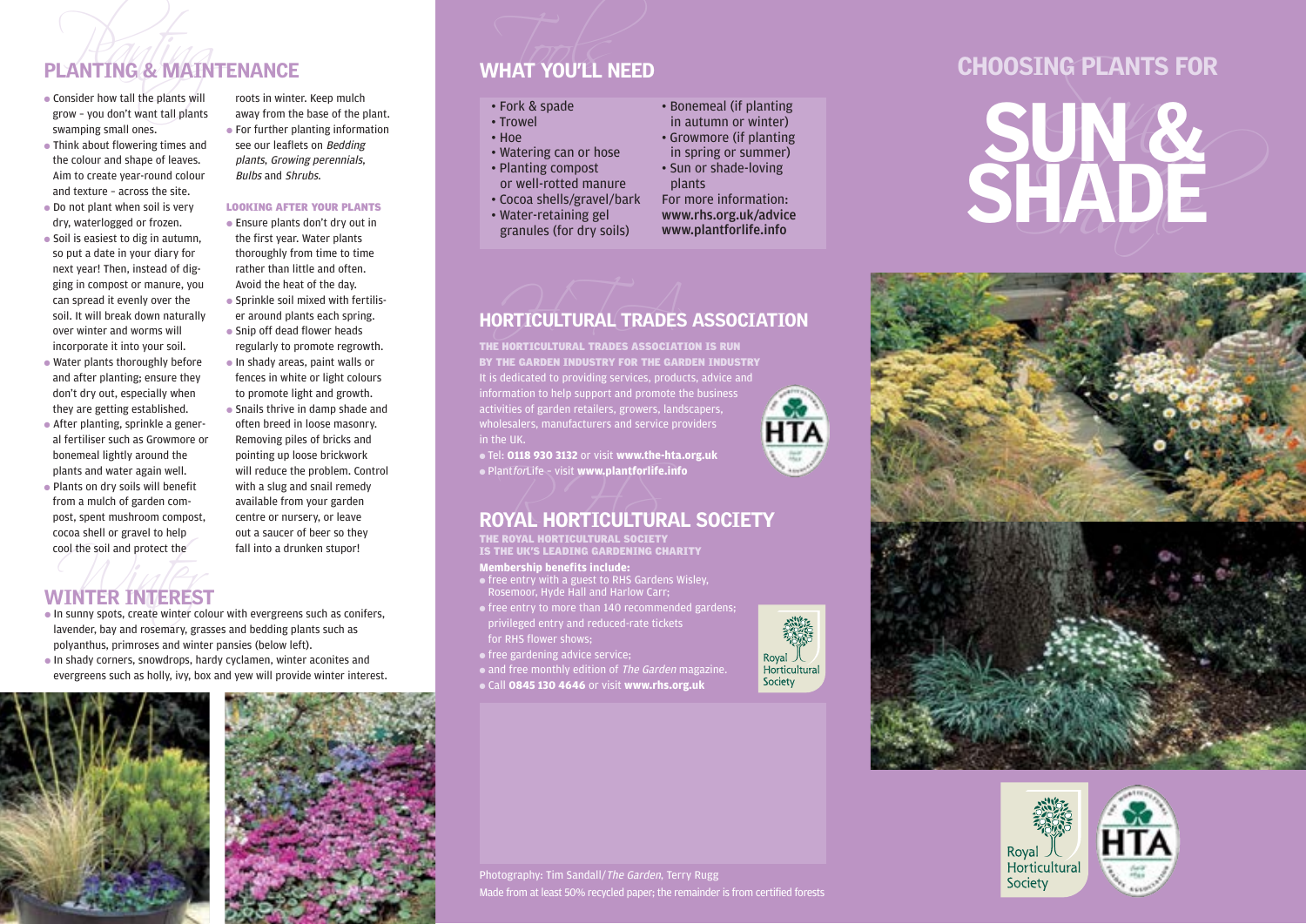## PLANTING & MAINTENANCE

- Consider how tall the plants will grow – you don't want tall plants swamping small ones.
- Think about flowering times and the colour and shape of leaves. Aim to create year-round colour and texture – across the site.
- Do not plant when soil is very dry, waterlogged or frozen.
- Soil is easiest to dig in autumn, so put a date in your diary for next year! Then, instead of digging in compost or manure, you can spread it evenly over the soil. It will break down naturally over winter and worms will incorporate it into your soil.
- Water plants thoroughly before and after planting; ensure they don't dry out, especially when they are getting established.
- After planting, sprinkle a general fertiliser such as Growmore or bonemeal lightly around the plants and water again well.
- Plants on dry soils will benefit from a mulch of garden compost, spent mushroom compost, cocoa shell or gravel to help cool the soil and protect the roots in winter. Keep mulch away from the base of the plant.
- For further planting information see our leaflets on *Bedding plants*, *Growing perennials*, *Bulbs* and *Shrubs*.

### LOOKING AFTER YOUR PLANTS

- Ensure plants don't dry out in the first year. Water plants thoroughly from time to time rather than little and often. Avoid the heat of the day.
- Sprinkle soil mixed with fertiliser around plants each spring.
- Snip off dead flower heads regularly to promote regrowth.
- In shady areas, paint walls or fences in white or light colours to promote light and growth.
- Snails thrive in damp shade and often breed in loose masonry. Removing piles of bricks and pointing up loose brickwork will reduce the problem. Control with a slug and snail remedy available from your garden centre or nursery, or leave out a saucer of beer so they fall into a drunken stupor!

## WINTER INTEREST

- In sunny spots, create winter colour with evergreens such as conifers, lavender, bay and rosemary, grasses and bedding plants such as polyanthus, primroses and winter pansies (below left).
- In shady corners, snowdrops, hardy cyclamen, winter aconites and evergreens such as holly, ivy, box and yew will provide winter interest.

## WHAT YOU'LL NEED

- Fork & spade
- Trowel
- Hoe
- Watering can or hose
- Planting compost or well-rotted manure
- Cocoa shells/gravel/bark
- Water-retaining gel granules (for dry soils)
- Bonemeal (if planting in autumn or winter)
- Growmore (if planting in spring or summer)
- Sun or shade-loving plants

For more information:
**www.rhs.org.uk/advice**
**www.plantforlife.info**

## HORTICULTURAL TRADES ASSOCIATION

**THE HORTICULTURAL TRADES ASSOCIATION IS RUN BY THE GARDEN INDUSTRY FOR THE GARDEN INDUSTRY**

It is dedicated to providing services, products, advice and information to help support and promote the business activities of garden retailers, growers, landscapers, wholesalers, manufacturers and service providers in the UK.

- Tel: **0118 930 3132** or visit **www.the-hta.org.uk**
- Plant*for*Life – visit **www.plantforlife.info**

## ROYAL HORTICULTURAL SOCIETY

**THE ROYAL HORTICULTURAL SOCIETY IS THE UK'S LEADING GARDENING CHARITY**

**Membership benefits include:**

- free entry with a guest to RHS Gardens Wisley, Rosemoor, Hyde Hall and Harlow Carr;
- free entry to more than 140 recommended gardens; privileged entry and reduced-rate tickets for RHS flower shows;
- free gardening advice service;
- and free monthly edition of *The Garden* magazine.
- Call **0845 130 4646** or visit **www.rhs.org.uk**

Photography: Tim Sandall/*The Garden*, Terry Rugg
Made from at least 50% recycled paper; the remainder is from certified forests

# CHOOSING PLANTS FOR SUN & SHADE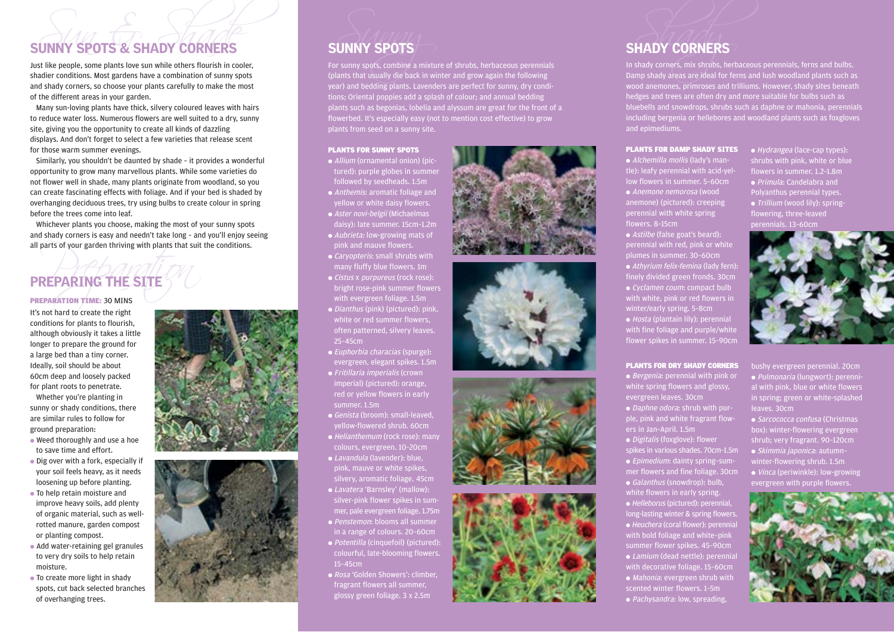## SUNNY SPOTS & SHADY CORNERS

Just like people, some plants love sun while others flourish in cooler, shadier conditions. Most gardens have a combination of sunny spots and shady corners, so choose your plants carefully to make the most of the different areas in your garden.

Many sun-loving plants have thick, silvery coloured leaves with hairs to reduce water loss. Numerous flowers are well suited to a dry, sunny site, giving you the opportunity to create all kinds of dazzling displays. And don't forget to select a few varieties that release scent for those warm summer evenings.

Similarly, you shouldn't be daunted by shade – it provides a wonderful opportunity to grow many marvellous plants. While some varieties do not flower well in shade, many plants originate from woodland, so you can create fascinating effects with foliage. And if your bed is shaded by overhanging deciduous trees, try using bulbs to create colour in spring before the trees come into leaf.

Whichever plants you choose, making the most of your sunny spots and shady corners is easy and needn't take long – and you'll enjoy seeing all parts of your garden thriving with plants that suit the conditions.

## PREPARING THE SITE

**PREPARATION TIME:** 30 MINS

It's not hard to create the right conditions for plants to flourish, although obviously it takes a little longer to prepare the ground for a large bed than a tiny corner. Ideally, soil should be about 60cm deep and loosely packed for plant roots to penetrate.

Whether you're planting in sunny or shady conditions, there are similar rules to follow for ground preparation:

- Weed thoroughly and use a hoe to save time and effort.
- Dig over with a fork, especially if your soil feels heavy, as it needs loosening up before planting.
- To help retain moisture and improve heavy soils, add plenty of organic material, such as well-rotted manure, garden compost or planting compost.
- Add water-retaining gel granules to very dry soils to help retain moisture.
- To create more light in shady spots, cut back selected branches of overhanging trees.

## SUNNY SPOTS

For sunny spots, combine a mixture of shrubs, herbaceous perennials (plants that usually die back in winter and grow again the following year) and bedding plants. Lavenders are perfect for sunny, dry conditions; Oriental poppies add a splash of colour; and annual bedding plants such as begonias, lobelia and alyssum are great for the front of a flowerbed. It's especially easy (not to mention cost effective) to grow plants from seed on a sunny site.

### PLANTS FOR SUNNY SPOTS

- *Allium* (ornamental onion) (pictured): purple globes in summer followed by seedheads. 1.5m
- *Anthemis*: aromatic foliage and yellow or white daisy flowers.
- *Aster novi-belgii* (Michaelmas daisy): late summer. 15cm-1.2m
- *Aubrieta:* low-growing mats of pink and mauve flowers.
- *Caryopteris*: small shrubs with many fluffy blue flowers. 1m
- *Cistus* x *purpureus* (rock rose): bright rose-pink summer flowers with evergreen foliage. 1.5m
- *Dianthus* (pink) (pictured): pink, white or red summer flowers, often patterned, silvery leaves. 25–45cm
- *Euphorbia characias* (spurge): evergreen, elegant spikes. 1.5m
- *Fritillaria imperialis* (crown imperial) (pictured): orange, red or yellow flowers in early summer. 1.5m
- *Genista* (broom): small-leaved, yellow-flowered shrub. 60cm
- *Helianthemum* (rock rose): many colours, evergreen. 10–20cm
- *Lavandula* (lavender): blue, pink, mauve or white spikes, silvery, aromatic foliage. 45cm
- *Lavatera* 'Barnsley' (mallow): silver-pink flower spikes in summer, pale evergreen foliage. 1.75m
- *Penstemon*: blooms all summer in a range of colours. 20–60cm
- *Potentilla* (cinquefoil) (pictured): colourful, late-blooming flowers. 15–45cm
- *Rosa* 'Golden Showers': climber, fragrant flowers all summer, glossy green foliage. 3 x 2.5m

## SHADY CORNERS

In shady corners, mix shrubs, herbaceous perennials, ferns and bulbs. Damp shady areas are ideal for ferns and lush woodland plants such as wood anemones, primroses and trilliums. However, shady sites beneath hedges and trees are often dry and more suitable for bulbs such as bluebells and snowdrops, shrubs such as daphne or mahonia, perennials including bergenia or hellebores and woodland plants such as foxgloves and epimediums.

### PLANTS FOR DAMP SHADY SITES

- *Alchemilla mollis* (lady's mantle): leafy perennial with acid-yellow flowers in summer. 5–60cm
- *Anemone nemorosa* (wood anemone) (pictured): creeping perennial with white spring flowers. 8–15cm
- *Astilbe* (false goat's beard): perennial with red, pink or white plumes in summer. 30–60cm
- *Athyrium felix-femina* (lady fern): finely divided green fronds. 30cm
- *Cyclamen coum*: compact bulb with white, pink or red flowers in winter/early spring. 5–8cm
- *Hosta* (plantain lily): perennial with fine foliage and purple/white flower spikes in summer. 15–90cm
- *Hydrangea* (lace-cap types): shrubs with pink, white or blue flowers in summer. 1.2–1.8m
- *Primula*: Candelabra and Polyanthus perennial types.
- *Trillium* (wood lily): spring-flowering, three-leaved perennials. 13–60cm

### PLANTS FOR DRY SHADY CORNERS

- *Bergenia*: perennial with pink or white spring flowers and glossy, evergreen leaves. 30cm
- *Daphne odora*: shrub with purple, pink and white fragrant flowers in Jan–April. 1.5m
- *Digitalis* (foxglove): flower spikes in various shades. 70cm–1.5m
- *Epimedium*: dainty spring-summer flowers and fine foliage. 30cm
- *Galanthus* (snowdrop): bulb, white flowers in early spring.
- *Helleborus* (pictured): perennial, long-lasting winter & spring flowers.
- *Heuchera* (coral flower): perennial with bold foliage and white-pink summer flower spikes. 45–90cm
- *Lamium* (dead nettle): perennial with decorative foliage. 15–60cm
- *Mahonia*: evergreen shrub with scented winter flowers. 1–5m
- *Pachysandra*: low, spreading, bushy evergreen perennial. 20cm
- *Pulmonaria* (lungwort): perennial with pink, blue or white flowers in spring; green or white-splashed leaves. 30cm
- *Sarcococca confusa* (Christmas box): winter-flowering evergreen shrub; very fragrant. 90–120cm
- *Skimmia japonica*: autumn-winter-flowering shrub. 1.5m
- *Vinca* (periwinkle): low-growing evergreen with purple flowers.